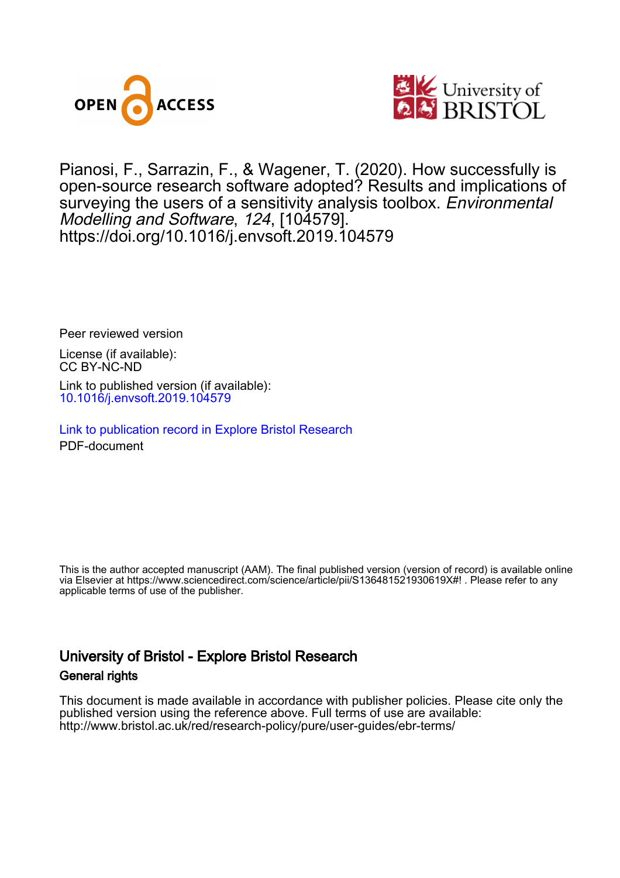Pianosi, F., Sarrazin, F., & Wagener, T. (2020). How successfully is open-source research software adopted? Results and implications of surveying the users of a sensitivity analysis toolbox. *Environmental Modelling and Software*, *124*, [104579]. https://doi.org/10.1016/j.envsoft.2019.104579

Peer reviewed version

License (if available):
CC BY-NC-ND

Link to published version (if available):
10.1016/j.envsoft.2019.104579

Link to publication record in Explore Bristol Research
PDF-document

This is the author accepted manuscript (AAM). The final published version (version of record) is available online via Elsevier at https://www.sciencedirect.com/science/article/pii/S136481521930619X#! . Please refer to any applicable terms of use of the publisher.

## University of Bristol - Explore Bristol Research

### General rights

This document is made available in accordance with publisher policies. Please cite only the published version using the reference above. Full terms of use are available: http://www.bristol.ac.uk/red/research-policy/pure/user-guides/ebr-terms/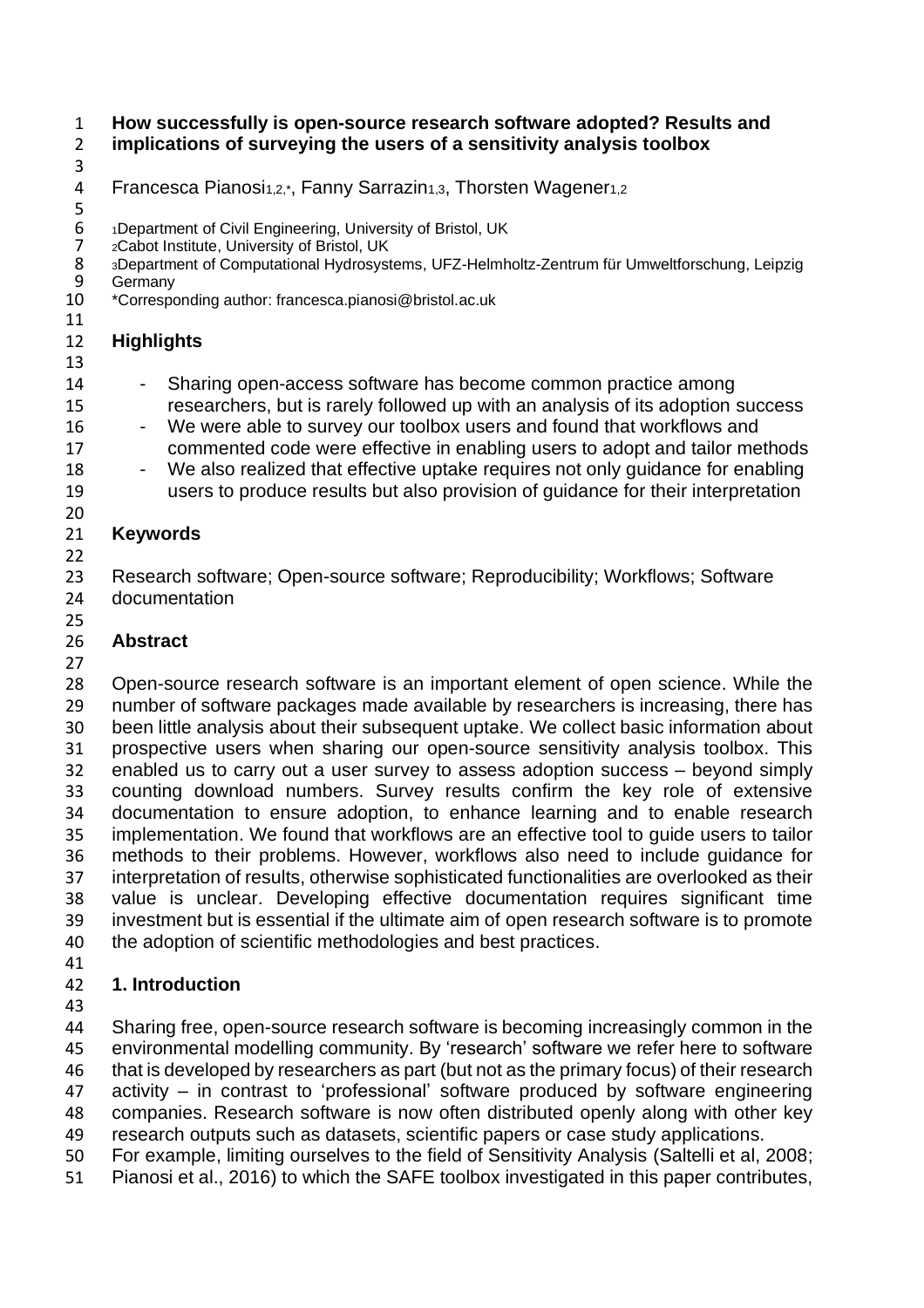# How successfully is open-source research software adopted? Results and implications of surveying the users of a sensitivity analysis toolbox

Francesca Pianosi[1,2,*], Fanny Sarrazin[1,3], Thorsten Wagener[1,2]

[1]Department of Civil Engineering, University of Bristol, UK
[2]Cabot Institute, University of Bristol, UK
[3]Department of Computational Hydrosystems, UFZ-Helmholtz-Zentrum für Umweltforschung, Leipzig Germany
*Corresponding author: francesca.pianosi@bristol.ac.uk

## Highlights

- Sharing open-access software has become common practice among researchers, but is rarely followed up with an analysis of its adoption success
- We were able to survey our toolbox users and found that workflows and commented code were effective in enabling users to adopt and tailor methods
- We also realized that effective uptake requires not only guidance for enabling users to produce results but also provision of guidance for their interpretation

## Keywords

Research software; Open-source software; Reproducibility; Workflows; Software documentation

## Abstract

Open-source research software is an important element of open science. While the number of software packages made available by researchers is increasing, there has been little analysis about their subsequent uptake. We collect basic information about prospective users when sharing our open-source sensitivity analysis toolbox. This enabled us to carry out a user survey to assess adoption success – beyond simply counting download numbers. Survey results confirm the key role of extensive documentation to ensure adoption, to enhance learning and to enable research implementation. We found that workflows are an effective tool to guide users to tailor methods to their problems. However, workflows also need to include guidance for interpretation of results, otherwise sophisticated functionalities are overlooked as their value is unclear. Developing effective documentation requires significant time investment but is essential if the ultimate aim of open research software is to promote the adoption of scientific methodologies and best practices.

## 1. Introduction

Sharing free, open-source research software is becoming increasingly common in the environmental modelling community. By 'research' software we refer here to software that is developed by researchers as part (but not as the primary focus) of their research activity – in contrast to 'professional' software produced by software engineering companies. Research software is now often distributed openly along with other key research outputs such as datasets, scientific papers or case study applications.

For example, limiting ourselves to the field of Sensitivity Analysis (Saltelli et al, 2008; Pianosi et al., 2016) to which the SAFE toolbox investigated in this paper contributes,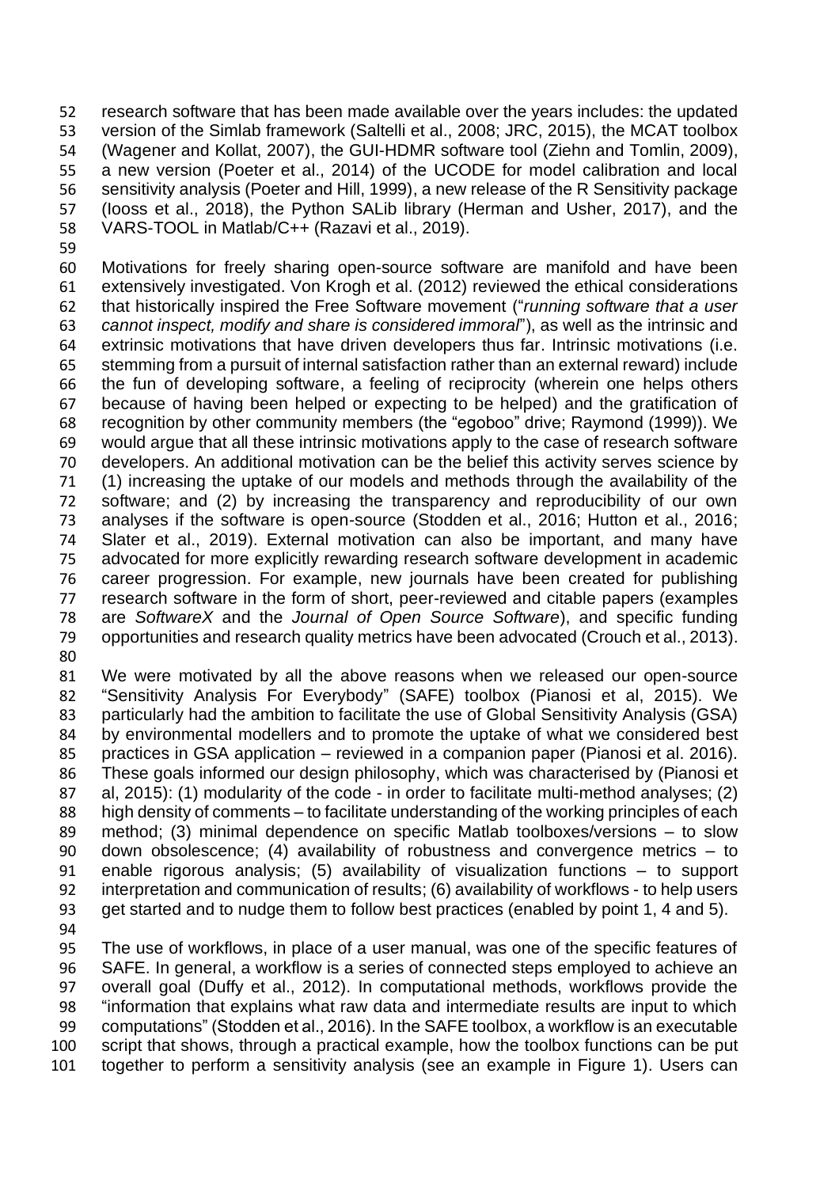research software that has been made available over the years includes: the updated version of the Simlab framework (Saltelli et al., 2008; JRC, 2015), the MCAT toolbox (Wagener and Kollat, 2007), the GUI-HDMR software tool (Ziehn and Tomlin, 2009), a new version (Poeter et al., 2014) of the UCODE for model calibration and local sensitivity analysis (Poeter and Hill, 1999), a new release of the R Sensitivity package (Iooss et al., 2018), the Python SALib library (Herman and Usher, 2017), and the VARS-TOOL in Matlab/C++ (Razavi et al., 2019).

Motivations for freely sharing open-source software are manifold and have been extensively investigated. Von Krogh et al. (2012) reviewed the ethical considerations that historically inspired the Free Software movement ("*running software that a user cannot inspect, modify and share is considered immoral*"), as well as the intrinsic and extrinsic motivations that have driven developers thus far. Intrinsic motivations (i.e. stemming from a pursuit of internal satisfaction rather than an external reward) include the fun of developing software, a feeling of reciprocity (wherein one helps others because of having been helped or expecting to be helped) and the gratification of recognition by other community members (the "egoboo" drive; Raymond (1999)). We would argue that all these intrinsic motivations apply to the case of research software developers. An additional motivation can be the belief this activity serves science by (1) increasing the uptake of our models and methods through the availability of the software; and (2) by increasing the transparency and reproducibility of our own analyses if the software is open-source (Stodden et al., 2016; Hutton et al., 2016; Slater et al., 2019). External motivation can also be important, and many have advocated for more explicitly rewarding research software development in academic career progression. For example, new journals have been created for publishing research software in the form of short, peer-reviewed and citable papers (examples are *SoftwareX* and the *Journal of Open Source Software*), and specific funding opportunities and research quality metrics have been advocated (Crouch et al., 2013).

We were motivated by all the above reasons when we released our open-source "Sensitivity Analysis For Everybody" (SAFE) toolbox (Pianosi et al, 2015). We particularly had the ambition to facilitate the use of Global Sensitivity Analysis (GSA) by environmental modellers and to promote the uptake of what we considered best practices in GSA application – reviewed in a companion paper (Pianosi et al. 2016). These goals informed our design philosophy, which was characterised by (Pianosi et al, 2015): (1) modularity of the code - in order to facilitate multi-method analyses; (2) high density of comments – to facilitate understanding of the working principles of each method; (3) minimal dependence on specific Matlab toolboxes/versions – to slow down obsolescence; (4) availability of robustness and convergence metrics – to enable rigorous analysis; (5) availability of visualization functions - to support interpretation and communication of results; (6) availability of workflows - to help users get started and to nudge them to follow best practices (enabled by point 1, 4 and 5).

The use of workflows, in place of a user manual, was one of the specific features of SAFE. In general, a workflow is a series of connected steps employed to achieve an overall goal (Duffy et al., 2012). In computational methods, workflows provide the "information that explains what raw data and intermediate results are input to which computations" (Stodden et al., 2016). In the SAFE toolbox, a workflow is an executable script that shows, through a practical example, how the toolbox functions can be put together to perform a sensitivity analysis (see an example in Figure 1). Users can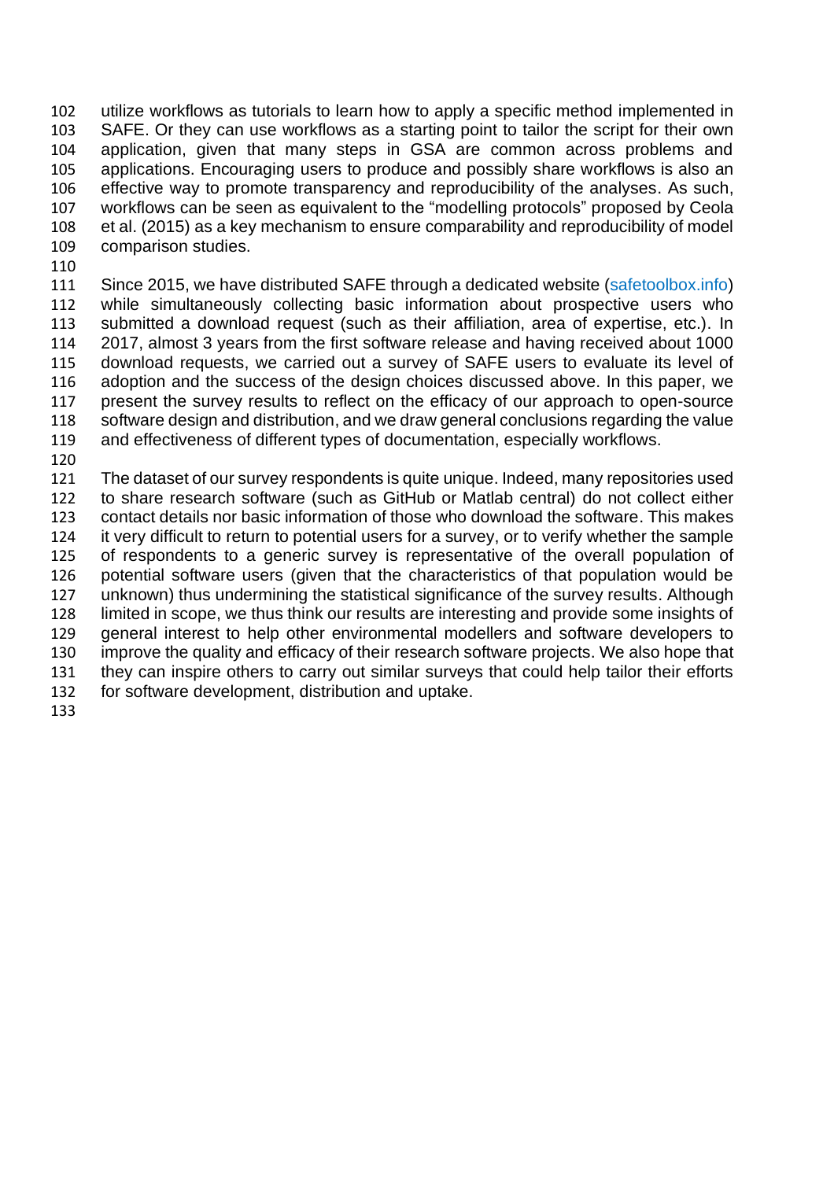utilize workflows as tutorials to learn how to apply a specific method implemented in SAFE. Or they can use workflows as a starting point to tailor the script for their own application, given that many steps in GSA are common across problems and applications. Encouraging users to produce and possibly share workflows is also an effective way to promote transparency and reproducibility of the analyses. As such, workflows can be seen as equivalent to the "modelling protocols" proposed by Ceola et al. (2015) as a key mechanism to ensure comparability and reproducibility of model comparison studies.

Since 2015, we have distributed SAFE through a dedicated website (safetoolbox.info) while simultaneously collecting basic information about prospective users who submitted a download request (such as their affiliation, area of expertise, etc.). In 2017, almost 3 years from the first software release and having received about 1000 download requests, we carried out a survey of SAFE users to evaluate its level of adoption and the success of the design choices discussed above. In this paper, we present the survey results to reflect on the efficacy of our approach to open-source software design and distribution, and we draw general conclusions regarding the value and effectiveness of different types of documentation, especially workflows.

The dataset of our survey respondents is quite unique. Indeed, many repositories used to share research software (such as GitHub or Matlab central) do not collect either contact details nor basic information of those who download the software. This makes it very difficult to return to potential users for a survey, or to verify whether the sample of respondents to a generic survey is representative of the overall population of potential software users (given that the characteristics of that population would be unknown) thus undermining the statistical significance of the survey results. Although limited in scope, we thus think our results are interesting and provide some insights of general interest to help other environmental modellers and software developers to improve the quality and efficacy of their research software projects. We also hope that they can inspire others to carry out similar surveys that could help tailor their efforts for software development, distribution and uptake.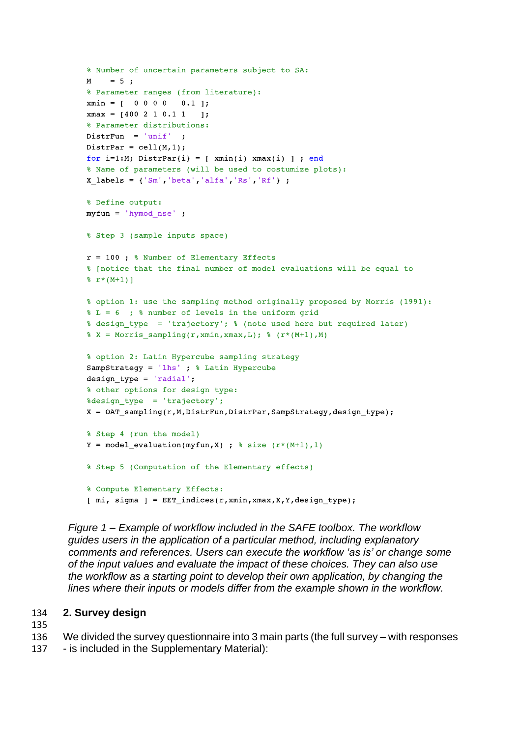```
% Number of uncertain parameters subject to SA:
M    = 5 ;
% Parameter ranges (from literature):
xmin = [  0 0 0 0   0.1 ];
xmax = [400 2 1 0.1 1   ];
% Parameter distributions:
DistrFun  = 'unif'  ;
DistrPar = cell(M,1);
for i=1:M; DistrPar{i} = [ xmin(i) xmax(i) ] ; end
% Name of parameters (will be used to costumize plots):
X_labels = {'Sm','beta','alfa','Rs','Rf'} ;

% Define output:
myfun = 'hymod_nse' ;

% Step 3 (sample inputs space)

r = 100 ; % Number of Elementary Effects
% [notice that the final number of model evaluations will be equal to
% r*(M+1)]

% option 1: use the sampling method originally proposed by Morris (1991):
% L = 6  ; % number of levels in the uniform grid
% design_type  = 'trajectory'; % (note used here but required later)
% X = Morris_sampling(r,xmin,xmax,L); % (r*(M+1),M)

% option 2: Latin Hypercube sampling strategy
SampStrategy = 'lhs' ; % Latin Hypercube
design_type = 'radial';
% other options for design type:
%design_type  = 'trajectory';
X = OAT_sampling(r,M,DistrFun,DistrPar,SampStrategy,design_type);

% Step 4 (run the model)
Y = model_evaluation(myfun,X) ; % size (r*(M+1),1)

% Step 5 (Computation of the Elementary effects)

% Compute Elementary Effects:
[ mi, sigma ] = EET_indices(r,xmin,xmax,X,Y,design_type);
```

*Figure 1 – Example of workflow included in the SAFE toolbox. The workflow guides users in the application of a particular method, including explanatory comments and references. Users can execute the workflow 'as is' or change some of the input values and evaluate the impact of these choices. They can also use the workflow as a starting point to develop their own application, by changing the lines where their inputs or models differ from the example shown in the workflow.*

## 2. Survey design

We divided the survey questionnaire into 3 main parts (the full survey – with responses - is included in the Supplementary Material):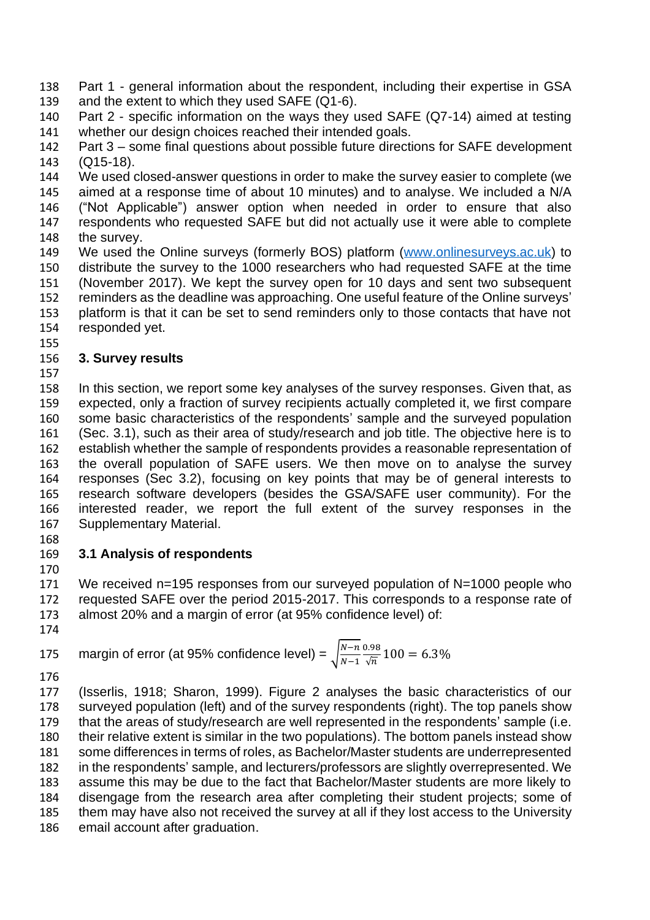Part 1 - general information about the respondent, including their expertise in GSA and the extent to which they used SAFE (Q1-6).

Part 2 - specific information on the ways they used SAFE (Q7-14) aimed at testing whether our design choices reached their intended goals.

Part 3 – some final questions about possible future directions for SAFE development (Q15-18).

We used closed-answer questions in order to make the survey easier to complete (we aimed at a response time of about 10 minutes) and to analyse. We included a N/A ("Not Applicable") answer option when needed in order to ensure that also respondents who requested SAFE but did not actually use it were able to complete the survey.

We used the Online surveys (formerly BOS) platform (www.onlinesurveys.ac.uk) to distribute the survey to the 1000 researchers who had requested SAFE at the time (November 2017). We kept the survey open for 10 days and sent two subsequent reminders as the deadline was approaching. One useful feature of the Online surveys' platform is that it can be set to send reminders only to those contacts that have not responded yet.

## 3. Survey results

In this section, we report some key analyses of the survey responses. Given that, as expected, only a fraction of survey recipients actually completed it, we first compare some basic characteristics of the respondents' sample and the surveyed population (Sec. 3.1), such as their area of study/research and job title. The objective here is to establish whether the sample of respondents provides a reasonable representation of the overall population of SAFE users. We then move on to analyse the survey responses (Sec 3.2), focusing on key points that may be of general interests to research software developers (besides the GSA/SAFE user community). For the interested reader, we report the full extent of the survey responses in the Supplementary Material.

### 3.1 Analysis of respondents

We received n=195 responses from our surveyed population of N=1000 people who requested SAFE over the period 2015-2017. This corresponds to a response rate of almost 20% and a margin of error (at 95% confidence level) of:

$$\text{margin of error (at 95\% confidence level)} = \sqrt{\frac{N-n}{N-1}}\frac{0.98}{\sqrt{n}}100 = 6.3\%$$

(Isserlis, 1918; Sharon, 1999). Figure 2 analyses the basic characteristics of our surveyed population (left) and of the survey respondents (right). The top panels show that the areas of study/research are well represented in the respondents' sample (i.e. their relative extent is similar in the two populations). The bottom panels instead show some differences in terms of roles, as Bachelor/Master students are underrepresented in the respondents' sample, and lecturers/professors are slightly overrepresented. We assume this may be due to the fact that Bachelor/Master students are more likely to disengage from the research area after completing their student projects; some of them may have also not received the survey at all if they lost access to the University email account after graduation.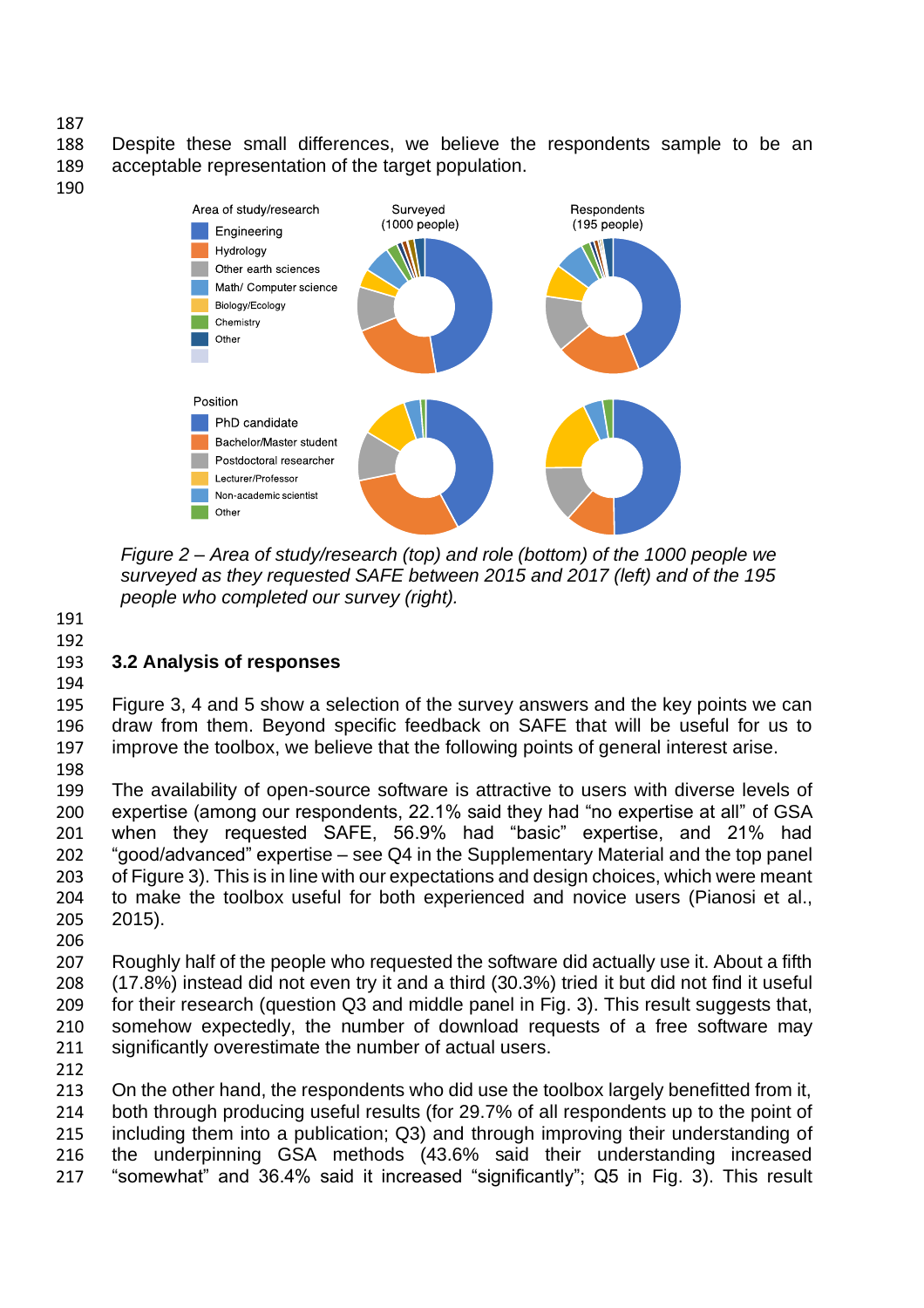Despite these small differences, we believe the respondents sample to be an acceptable representation of the target population.

*Figure 2 – Area of study/research (top) and role (bottom) of the 1000 people we surveyed as they requested SAFE between 2015 and 2017 (left) and of the 195 people who completed our survey (right).*

## 3.2 Analysis of responses

Figure 3, 4 and 5 show a selection of the survey answers and the key points we can draw from them. Beyond specific feedback on SAFE that will be useful for us to improve the toolbox, we believe that the following points of general interest arise.

The availability of open-source software is attractive to users with diverse levels of expertise (among our respondents, 22.1% said they had "no expertise at all" of GSA when they requested SAFE, 56.9% had "basic" expertise, and 21% had "good/advanced" expertise – see Q4 in the Supplementary Material and the top panel of Figure 3). This is in line with our expectations and design choices, which were meant to make the toolbox useful for both experienced and novice users (Pianosi et al., 2015).

Roughly half of the people who requested the software did actually use it. About a fifth (17.8%) instead did not even try it and a third (30.3%) tried it but did not find it useful for their research (question Q3 and middle panel in Fig. 3). This result suggests that, somehow expectedly, the number of download requests of a free software may significantly overestimate the number of actual users.

On the other hand, the respondents who did use the toolbox largely benefitted from it, both through producing useful results (for 29.7% of all respondents up to the point of including them into a publication; Q3) and through improving their understanding of the underpinning GSA methods (43.6% said their understanding increased "somewhat" and 36.4% said it increased "significantly"; Q5 in Fig. 3). This result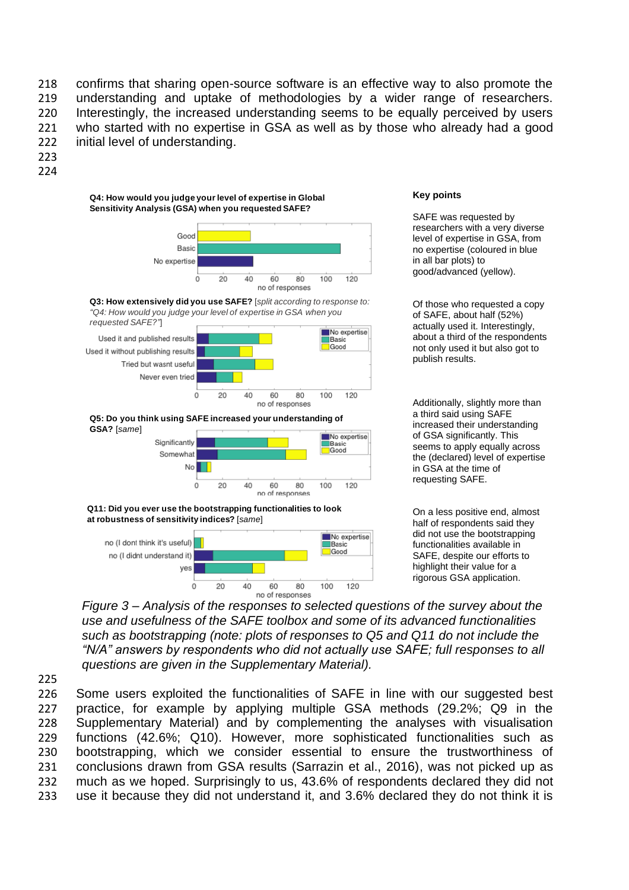confirms that sharing open-source software is an effective way to also promote the understanding and uptake of methodologies by a wider range of researchers. Interestingly, the increased understanding seems to be equally perceived by users who started with no expertise in GSA as well as by those who already had a good initial level of understanding.

**Q4: How would you judge your level of expertise in Global Sensitivity Analysis (GSA) when you requested SAFE?**

**Q3: How extensively did you use SAFE?** *[split according to response to: "Q4: How would you judge your level of expertise in GSA when you requested SAFE?"]*

**Q5: Do you think using SAFE increased your understanding of GSA?** *[same]*

**Q11: Did you ever use the bootstrapping functionalities to look at robustness of sensitivity indices?** *[same]*

**Key points**

SAFE was requested by researchers with a very diverse level of expertise in GSA, from no expertise (coloured in blue in all bar plots) to good/advanced (yellow).

Of those who requested a copy of SAFE, about half (52%) actually used it. Interestingly, about a third of the respondents not only used it but also got to publish results.

Additionally, slightly more than a third said using SAFE increased their understanding of GSA significantly. This seems to apply equally across the (declared) level of expertise in GSA at the time of requesting SAFE.

On a less positive end, almost half of respondents said they did not use the bootstrapping functionalities available in SAFE, despite our efforts to highlight their value for a rigorous GSA application.

*Figure 3 – Analysis of the responses to selected questions of the survey about the use and usefulness of the SAFE toolbox and some of its advanced functionalities such as bootstrapping (note: plots of responses to Q5 and Q11 do not include the "N/A" answers by respondents who did not actually use SAFE; full responses to all questions are given in the Supplementary Material).*

Some users exploited the functionalities of SAFE in line with our suggested best practice, for example by applying multiple GSA methods (29.2%; Q9 in the Supplementary Material) and by complementing the analyses with visualisation functions (42.6%; Q10). However, more sophisticated functionalities such as bootstrapping, which we consider essential to ensure the trustworthiness of conclusions drawn from GSA results (Sarrazin et al., 2016), was not picked up as much as we hoped. Surprisingly to us, 43.6% of respondents declared they did not use it because they did not understand it, and 3.6% declared they do not think it is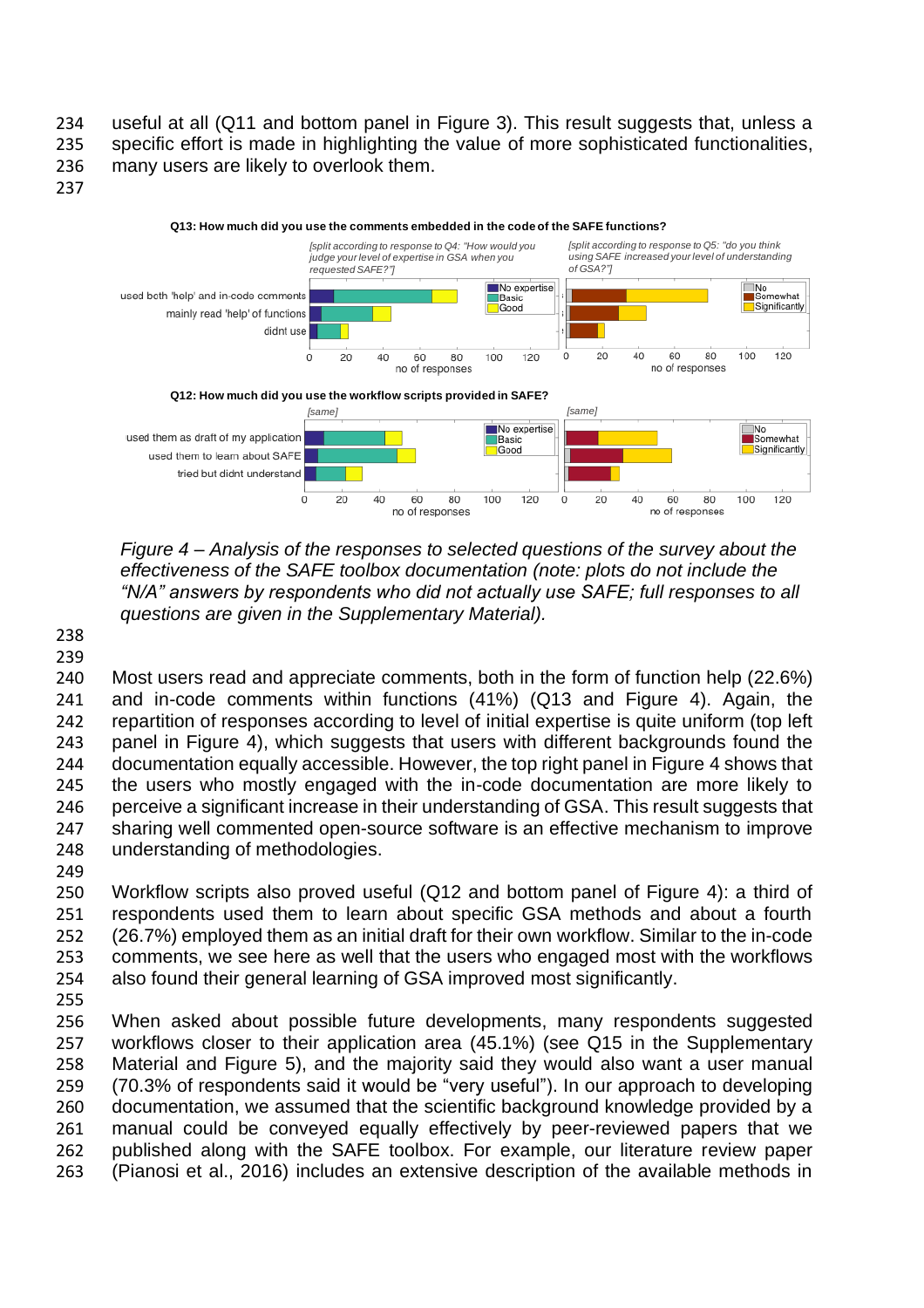useful at all (Q11 and bottom panel in Figure 3). This result suggests that, unless a specific effort is made in highlighting the value of more sophisticated functionalities, many users are likely to overlook them.

*Figure 4 – Analysis of the responses to selected questions of the survey about the effectiveness of the SAFE toolbox documentation (note: plots do not include the "N/A" answers by respondents who did not actually use SAFE; full responses to all questions are given in the Supplementary Material).*

Most users read and appreciate comments, both in the form of function help (22.6%) and in-code comments within functions (41%) (Q13 and Figure 4). Again, the repartition of responses according to level of initial expertise is quite uniform (top left panel in Figure 4), which suggests that users with different backgrounds found the documentation equally accessible. However, the top right panel in Figure 4 shows that the users who mostly engaged with the in-code documentation are more likely to perceive a significant increase in their understanding of GSA. This result suggests that sharing well commented open-source software is an effective mechanism to improve understanding of methodologies.

Workflow scripts also proved useful (Q12 and bottom panel of Figure 4): a third of respondents used them to learn about specific GSA methods and about a fourth (26.7%) employed them as an initial draft for their own workflow. Similar to the in-code comments, we see here as well that the users who engaged most with the workflows also found their general learning of GSA improved most significantly.

When asked about possible future developments, many respondents suggested workflows closer to their application area (45.1%) (see Q15 in the Supplementary Material and Figure 5), and the majority said they would also want a user manual (70.3% of respondents said it would be "very useful"). In our approach to developing documentation, we assumed that the scientific background knowledge provided by a manual could be conveyed equally effectively by peer-reviewed papers that we published along with the SAFE toolbox. For example, our literature review paper (Pianosi et al., 2016) includes an extensive description of the available methods in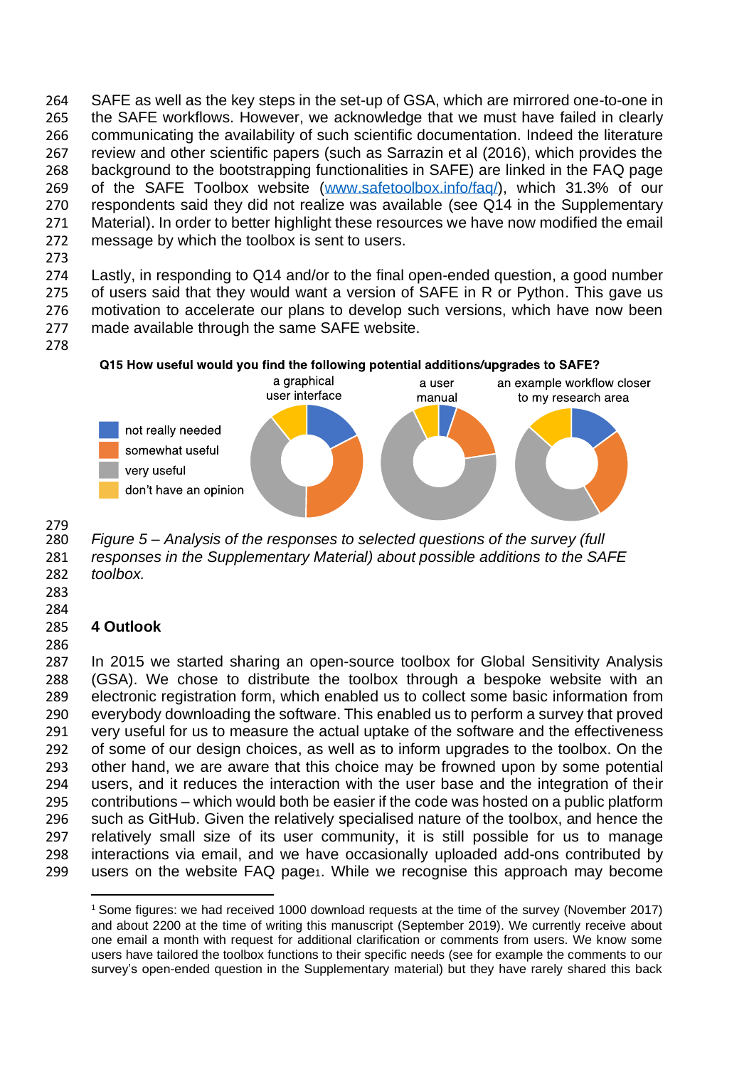SAFE as well as the key steps in the set-up of GSA, which are mirrored one-to-one in the SAFE workflows. However, we acknowledge that we must have failed in clearly communicating the availability of such scientific documentation. Indeed the literature review and other scientific papers (such as Sarrazin et al (2016), which provides the background to the bootstrapping functionalities in SAFE) are linked in the FAQ page of the SAFE Toolbox website ([www.safetoolbox.info/faq/](www.safetoolbox.info/faq/)), which 31.3% of our respondents said they did not realize was available (see Q14 in the Supplementary Material). In order to better highlight these resources we have now modified the email message by which the toolbox is sent to users.

Lastly, in responding to Q14 and/or to the final open-ended question, a good number of users said that they would want a version of SAFE in R or Python. This gave us motivation to accelerate our plans to develop such versions, which have now been made available through the same SAFE website.

**Q15 How useful would you find the following potential additions/upgrades to SAFE?**

*Figure 5 – Analysis of the responses to selected questions of the survey (full responses in the Supplementary Material) about possible additions to the SAFE toolbox.*

## 4 Outlook

In 2015 we started sharing an open-source toolbox for Global Sensitivity Analysis (GSA). We chose to distribute the toolbox through a bespoke website with an electronic registration form, which enabled us to collect some basic information from everybody downloading the software. This enabled us to perform a survey that proved very useful for us to measure the actual uptake of the software and the effectiveness of some of our design choices, as well as to inform upgrades to the toolbox. On the other hand, we are aware that this choice may be frowned upon by some potential users, and it reduces the interaction with the user base and the integration of their contributions – which would both be easier if the code was hosted on a public platform such as GitHub. Given the relatively specialised nature of the toolbox, and hence the relatively small size of its user community, it is still possible for us to manage interactions via email, and we have occasionally uploaded add-ons contributed by users on the website FAQ page[1]. While we recognise this approach may become

[1] Some figures: we had received 1000 download requests at the time of the survey (November 2017) and about 2200 at the time of writing this manuscript (September 2019). We currently receive about one email a month with request for additional clarification or comments from users. We know some users have tailored the toolbox functions to their specific needs (see for example the comments to our survey's open-ended question in the Supplementary material) but they have rarely shared this back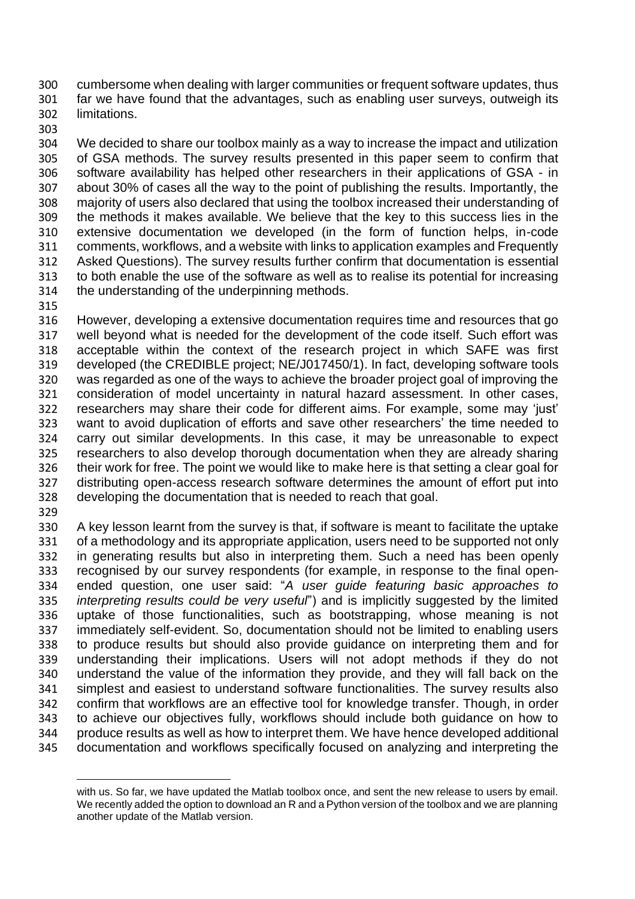cumbersome when dealing with larger communities or frequent software updates, thus far we have found that the advantages, such as enabling user surveys, outweigh its limitations.

We decided to share our toolbox mainly as a way to increase the impact and utilization of GSA methods. The survey results presented in this paper seem to confirm that software availability has helped other researchers in their applications of GSA - in about 30% of cases all the way to the point of publishing the results. Importantly, the majority of users also declared that using the toolbox increased their understanding of the methods it makes available. We believe that the key to this success lies in the extensive documentation we developed (in the form of function helps, in-code comments, workflows, and a website with links to application examples and Frequently Asked Questions). The survey results further confirm that documentation is essential to both enable the use of the software as well as to realise its potential for increasing the understanding of the underpinning methods.

However, developing a extensive documentation requires time and resources that go well beyond what is needed for the development of the code itself. Such effort was acceptable within the context of the research project in which SAFE was first developed (the CREDIBLE project; NE/J017450/1). In fact, developing software tools was regarded as one of the ways to achieve the broader project goal of improving the consideration of model uncertainty in natural hazard assessment. In other cases, researchers may share their code for different aims. For example, some may 'just' want to avoid duplication of efforts and save other researchers' the time needed to carry out similar developments. In this case, it may be unreasonable to expect researchers to also develop thorough documentation when they are already sharing their work for free. The point we would like to make here is that setting a clear goal for distributing open-access research software determines the amount of effort put into developing the documentation that is needed to reach that goal.

A key lesson learnt from the survey is that, if software is meant to facilitate the uptake of a methodology and its appropriate application, users need to be supported not only in generating results but also in interpreting them. Such a need has been openly recognised by our survey respondents (for example, in response to the final open-ended question, one user said: "*A user guide featuring basic approaches to interpreting results could be very useful*") and is implicitly suggested by the limited uptake of those functionalities, such as bootstrapping, whose meaning is not immediately self-evident. So, documentation should not be limited to enabling users to produce results but should also provide guidance on interpreting them and for understanding their implications. Users will not adopt methods if they do not understand the value of the information they provide, and they will fall back on the simplest and easiest to understand software functionalities. The survey results also confirm that workflows are an effective tool for knowledge transfer. Though, in order to achieve our objectives fully, workflows should include both guidance on how to produce results as well as how to interpret them. We have hence developed additional documentation and workflows specifically focused on analyzing and interpreting the

---

with us. So far, we have updated the Matlab toolbox once, and sent the new release to users by email. We recently added the option to download an R and a Python version of the toolbox and we are planning another update of the Matlab version.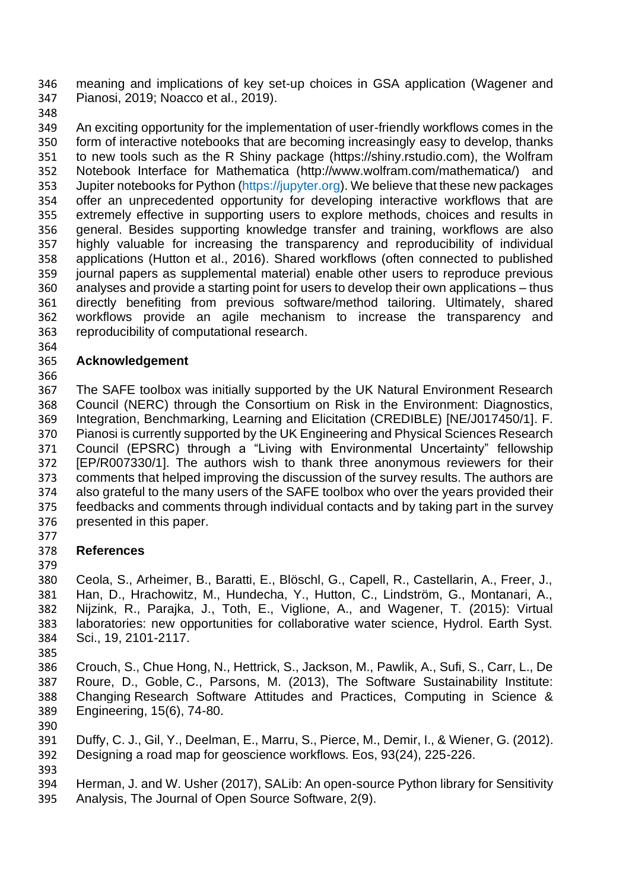meaning and implications of key set-up choices in GSA application (Wagener and Pianosi, 2019; Noacco et al., 2019).

An exciting opportunity for the implementation of user-friendly workflows comes in the form of interactive notebooks that are becoming increasingly easy to develop, thanks to new tools such as the R Shiny package (https://shiny.rstudio.com), the Wolfram Notebook Interface for Mathematica (http://www.wolfram.com/mathematica/) and Jupiter notebooks for Python (https://jupyter.org). We believe that these new packages offer an unprecedented opportunity for developing interactive workflows that are extremely effective in supporting users to explore methods, choices and results in general. Besides supporting knowledge transfer and training, workflows are also highly valuable for increasing the transparency and reproducibility of individual applications (Hutton et al., 2016). Shared workflows (often connected to published journal papers as supplemental material) enable other users to reproduce previous analyses and provide a starting point for users to develop their own applications – thus directly benefiting from previous software/method tailoring. Ultimately, shared workflows provide an agile mechanism to increase the transparency and reproducibility of computational research.

## Acknowledgement

The SAFE toolbox was initially supported by the UK Natural Environment Research Council (NERC) through the Consortium on Risk in the Environment: Diagnostics, Integration, Benchmarking, Learning and Elicitation (CREDIBLE) [NE/J017450/1]. F. Pianosi is currently supported by the UK Engineering and Physical Sciences Research Council (EPSRC) through a "Living with Environmental Uncertainty" fellowship [EP/R007330/1]. The authors wish to thank three anonymous reviewers for their comments that helped improving the discussion of the survey results. The authors are also grateful to the many users of the SAFE toolbox who over the years provided their feedbacks and comments through individual contacts and by taking part in the survey presented in this paper.

## References

Ceola, S., Arheimer, B., Baratti, E., Blöschl, G., Capell, R., Castellarin, A., Freer, J., Han, D., Hrachowitz, M., Hundecha, Y., Hutton, C., Lindström, G., Montanari, A., Nijzink, R., Parajka, J., Toth, E., Viglione, A., and Wagener, T. (2015): Virtual laboratories: new opportunities for collaborative water science, Hydrol. Earth Syst. Sci., 19, 2101-2117.

Crouch, S., Chue Hong, N., Hettrick, S., Jackson, M., Pawlik, A., Sufi, S., Carr, L., De Roure, D., Goble, C., Parsons, M. (2013), The Software Sustainability Institute: Changing Research Software Attitudes and Practices, Computing in Science & Engineering, 15(6), 74-80.

Duffy, C. J., Gil, Y., Deelman, E., Marru, S., Pierce, M., Demir, I., & Wiener, G. (2012). Designing a road map for geoscience workflows. Eos, 93(24), 225-226.

Herman, J. and W. Usher (2017), SALib: An open-source Python library for Sensitivity Analysis, The Journal of Open Source Software, 2(9).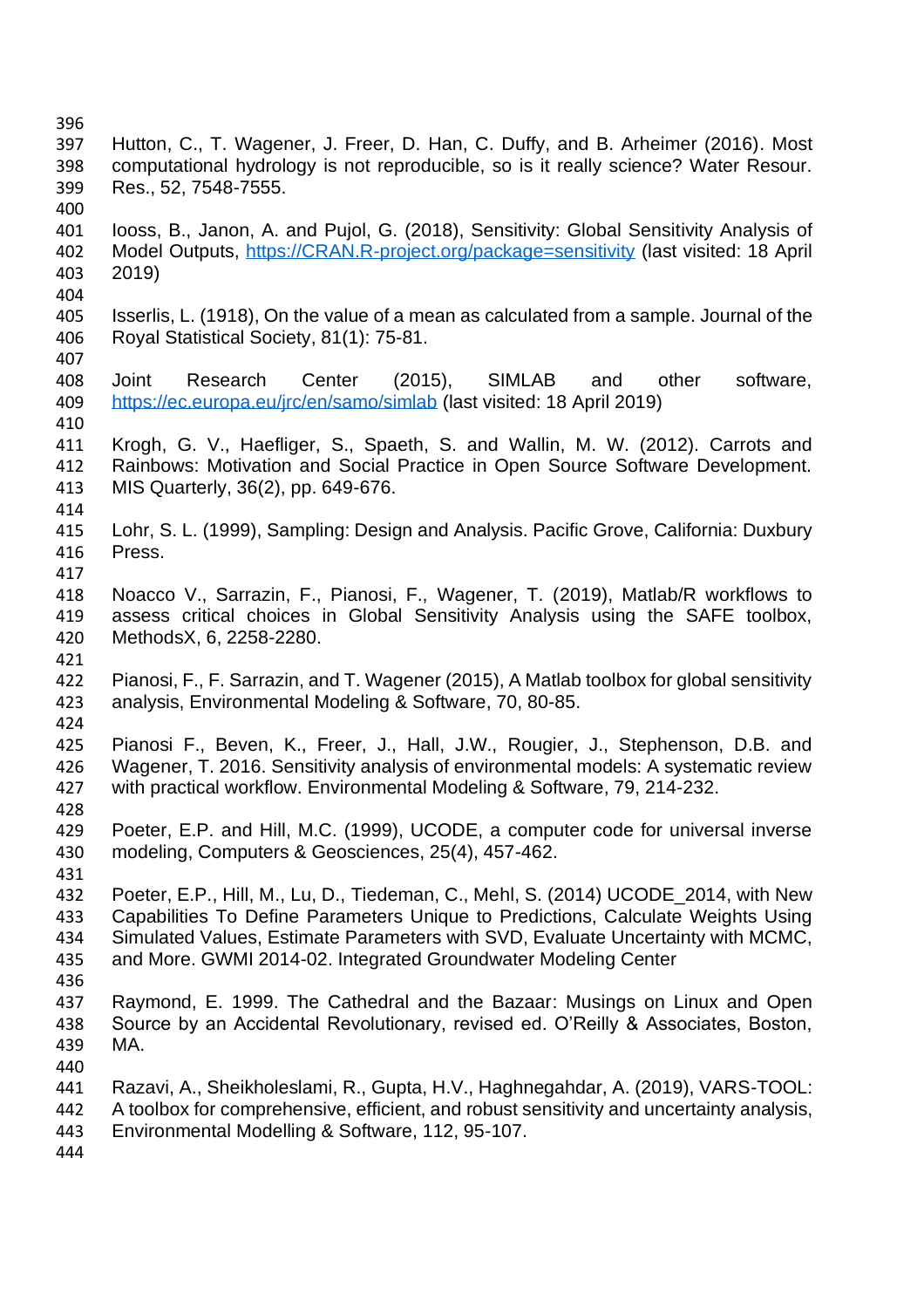Hutton, C., T. Wagener, J. Freer, D. Han, C. Duffy, and B. Arheimer (2016). Most computational hydrology is not reproducible, so is it really science? Water Resour. Res., 52, 7548-7555.

Iooss, B., Janon, A. and Pujol, G. (2018), Sensitivity: Global Sensitivity Analysis of Model Outputs, https://CRAN.R-project.org/package=sensitivity (last visited: 18 April 2019)

Isserlis, L. (1918), On the value of a mean as calculated from a sample. Journal of the Royal Statistical Society, 81(1): 75-81.

Joint Research Center (2015), SIMLAB and other software, https://ec.europa.eu/jrc/en/samo/simlab (last visited: 18 April 2019)

Krogh, G. V., Haefliger, S., Spaeth, S. and Wallin, M. W. (2012). Carrots and Rainbows: Motivation and Social Practice in Open Source Software Development. MIS Quarterly, 36(2), pp. 649-676.

Lohr, S. L. (1999), Sampling: Design and Analysis. Pacific Grove, California: Duxbury Press.

Noacco V., Sarrazin, F., Pianosi, F., Wagener, T. (2019), Matlab/R workflows to assess critical choices in Global Sensitivity Analysis using the SAFE toolbox, MethodsX, 6, 2258-2280.

Pianosi, F., F. Sarrazin, and T. Wagener (2015), A Matlab toolbox for global sensitivity analysis, Environmental Modeling & Software, 70, 80-85.

Pianosi F., Beven, K., Freer, J., Hall, J.W., Rougier, J., Stephenson, D.B. and Wagener, T. 2016. Sensitivity analysis of environmental models: A systematic review with practical workflow. Environmental Modeling & Software, 79, 214-232.

Poeter, E.P. and Hill, M.C. (1999), UCODE, a computer code for universal inverse modeling, Computers & Geosciences, 25(4), 457-462.

Poeter, E.P., Hill, M., Lu, D., Tiedeman, C., Mehl, S. (2014) UCODE_2014, with New Capabilities To Define Parameters Unique to Predictions, Calculate Weights Using Simulated Values, Estimate Parameters with SVD, Evaluate Uncertainty with MCMC, and More. GWMI 2014-02. Integrated Groundwater Modeling Center

Raymond, E. 1999. The Cathedral and the Bazaar: Musings on Linux and Open Source by an Accidental Revolutionary, revised ed. O'Reilly & Associates, Boston, MA.

Razavi, A., Sheikholeslami, R., Gupta, H.V., Haghnegahdar, A. (2019), VARS-TOOL: A toolbox for comprehensive, efficient, and robust sensitivity and uncertainty analysis, Environmental Modelling & Software, 112, 95-107.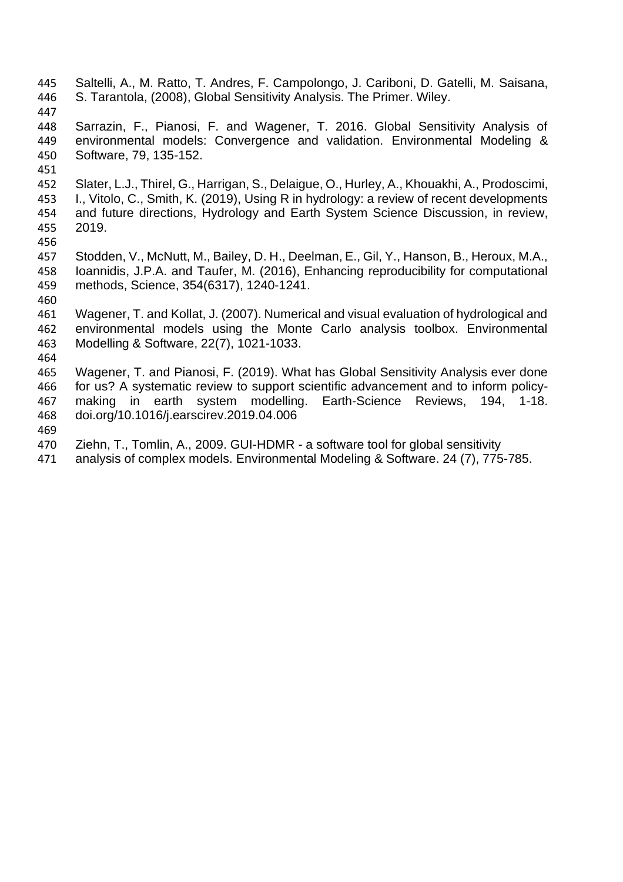Saltelli, A., M. Ratto, T. Andres, F. Campolongo, J. Cariboni, D. Gatelli, M. Saisana, S. Tarantola, (2008), Global Sensitivity Analysis. The Primer. Wiley.

Sarrazin, F., Pianosi, F. and Wagener, T. 2016. Global Sensitivity Analysis of environmental models: Convergence and validation. Environmental Modeling & Software, 79, 135-152.

Slater, L.J., Thirel, G., Harrigan, S., Delaigue, O., Hurley, A., Khouakhi, A., Prodoscimi, I., Vitolo, C., Smith, K. (2019), Using R in hydrology: a review of recent developments and future directions, Hydrology and Earth System Science Discussion, in review, 2019.

Stodden, V., McNutt, M., Bailey, D. H., Deelman, E., Gil, Y., Hanson, B., Heroux, M.A., Ioannidis, J.P.A. and Taufer, M. (2016), Enhancing reproducibility for computational methods, Science, 354(6317), 1240-1241.

Wagener, T. and Kollat, J. (2007). Numerical and visual evaluation of hydrological and environmental models using the Monte Carlo analysis toolbox. Environmental Modelling & Software, 22(7), 1021-1033.

Wagener, T. and Pianosi, F. (2019). What has Global Sensitivity Analysis ever done for us? A systematic review to support scientific advancement and to inform policy-making in earth system modelling. Earth-Science Reviews, 194, 1-18. doi.org/10.1016/j.earscirev.2019.04.006

Ziehn, T., Tomlin, A., 2009. GUI-HDMR - a software tool for global sensitivity analysis of complex models. Environmental Modeling & Software. 24 (7), 775-785.